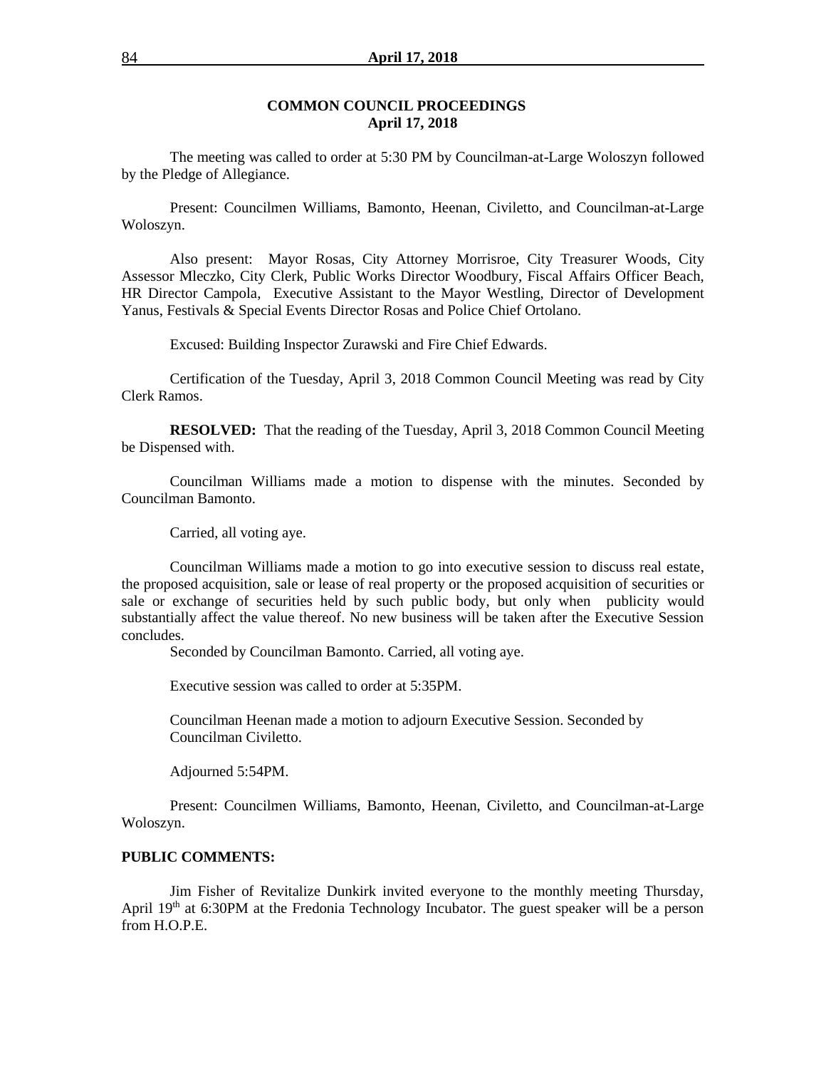## COMMON COUNCIL PROCEEDINGS
## April 17, 2018

The meeting was called to order at 5:30 PM by Councilman-at-Large Woloszyn followed by the Pledge of Allegiance.

Present: Councilmen Williams, Bamonto, Heenan, Civiletto, and Councilman-at-Large Woloszyn.

Also present: Mayor Rosas, City Attorney Morrisroe, City Treasurer Woods, City Assessor Mleczko, City Clerk, Public Works Director Woodbury, Fiscal Affairs Officer Beach, HR Director Campola, Executive Assistant to the Mayor Westling, Director of Development Yanus, Festivals & Special Events Director Rosas and Police Chief Ortolano.

Excused: Building Inspector Zurawski and Fire Chief Edwards.

Certification of the Tuesday, April 3, 2018 Common Council Meeting was read by City Clerk Ramos.

**RESOLVED:** That the reading of the Tuesday, April 3, 2018 Common Council Meeting be Dispensed with.

Councilman Williams made a motion to dispense with the minutes. Seconded by Councilman Bamonto.

Carried, all voting aye.

Councilman Williams made a motion to go into executive session to discuss real estate, the proposed acquisition, sale or lease of real property or the proposed acquisition of securities or sale or exchange of securities held by such public body, but only when publicity would substantially affect the value thereof. No new business will be taken after the Executive Session concludes.

Seconded by Councilman Bamonto. Carried, all voting aye.

Executive session was called to order at 5:35PM.

Councilman Heenan made a motion to adjourn Executive Session. Seconded by Councilman Civiletto.

Adjourned 5:54PM.

Present: Councilmen Williams, Bamonto, Heenan, Civiletto, and Councilman-at-Large Woloszyn.

**PUBLIC COMMENTS:**

Jim Fisher of Revitalize Dunkirk invited everyone to the monthly meeting Thursday, April 19th at 6:30PM at the Fredonia Technology Incubator. The guest speaker will be a person from H.O.P.E.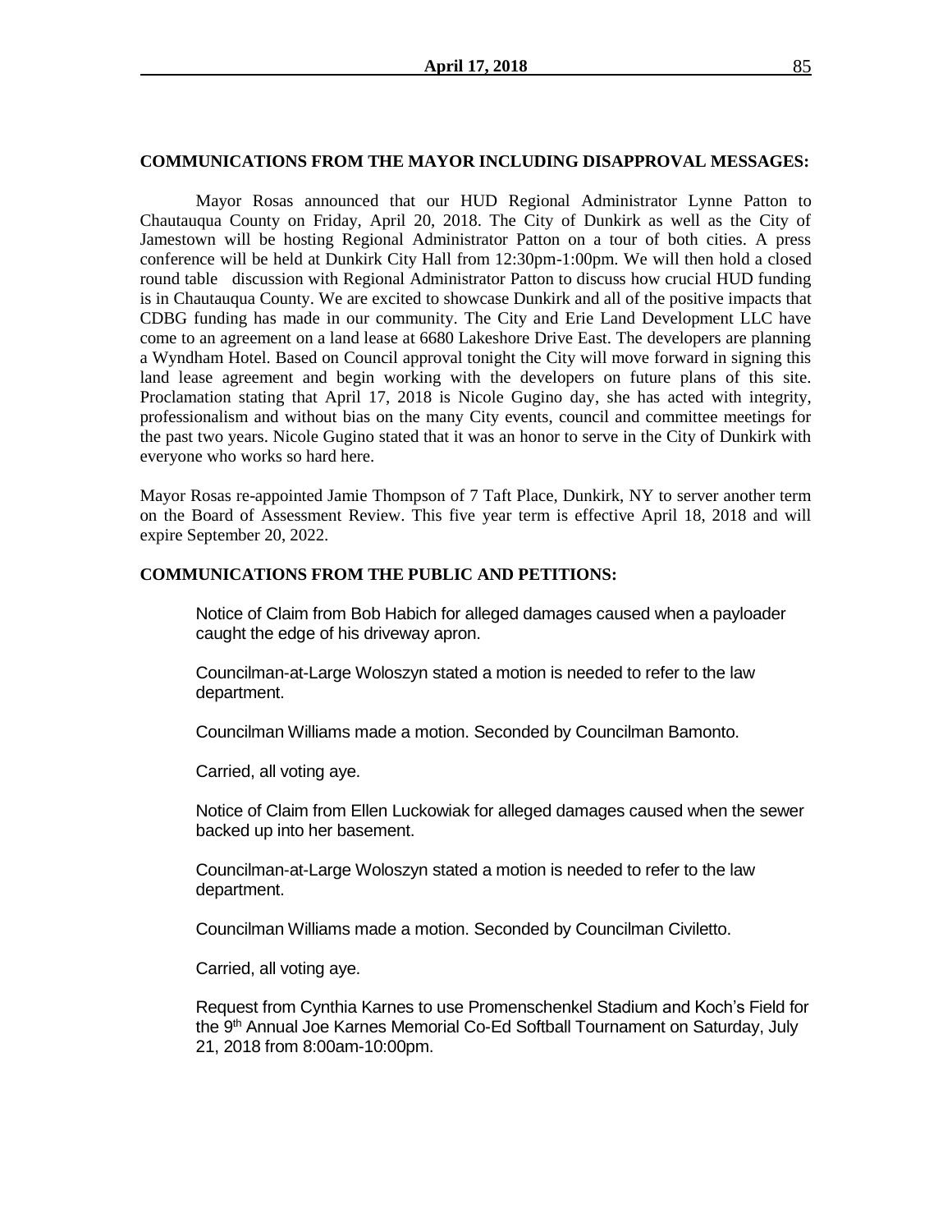**COMMUNICATIONS FROM THE MAYOR INCLUDING DISAPPROVAL MESSAGES:**

Mayor Rosas announced that our HUD Regional Administrator Lynne Patton to Chautauqua County on Friday, April 20, 2018. The City of Dunkirk as well as the City of Jamestown will be hosting Regional Administrator Patton on a tour of both cities. A press conference will be held at Dunkirk City Hall from 12:30pm-1:00pm. We will then hold a closed round table discussion with Regional Administrator Patton to discuss how crucial HUD funding is in Chautauqua County. We are excited to showcase Dunkirk and all of the positive impacts that CDBG funding has made in our community. The City and Erie Land Development LLC have come to an agreement on a land lease at 6680 Lakeshore Drive East. The developers are planning a Wyndham Hotel. Based on Council approval tonight the City will move forward in signing this land lease agreement and begin working with the developers on future plans of this site. Proclamation stating that April 17, 2018 is Nicole Gugino day, she has acted with integrity, professionalism and without bias on the many City events, council and committee meetings for the past two years. Nicole Gugino stated that it was an honor to serve in the City of Dunkirk with everyone who works so hard here.

Mayor Rosas re-appointed Jamie Thompson of 7 Taft Place, Dunkirk, NY to server another term on the Board of Assessment Review. This five year term is effective April 18, 2018 and will expire September 20, 2022.

**COMMUNICATIONS FROM THE PUBLIC AND PETITIONS:**

Notice of Claim from Bob Habich for alleged damages caused when a payloader caught the edge of his driveway apron.

Councilman-at-Large Woloszyn stated a motion is needed to refer to the law department.

Councilman Williams made a motion. Seconded by Councilman Bamonto.

Carried, all voting aye.

Notice of Claim from Ellen Luckowiak for alleged damages caused when the sewer backed up into her basement.

Councilman-at-Large Woloszyn stated a motion is needed to refer to the law department.

Councilman Williams made a motion. Seconded by Councilman Civiletto.

Carried, all voting aye.

Request from Cynthia Karnes to use Promenschenkel Stadium and Koch's Field for the 9th Annual Joe Karnes Memorial Co-Ed Softball Tournament on Saturday, July 21, 2018 from 8:00am-10:00pm.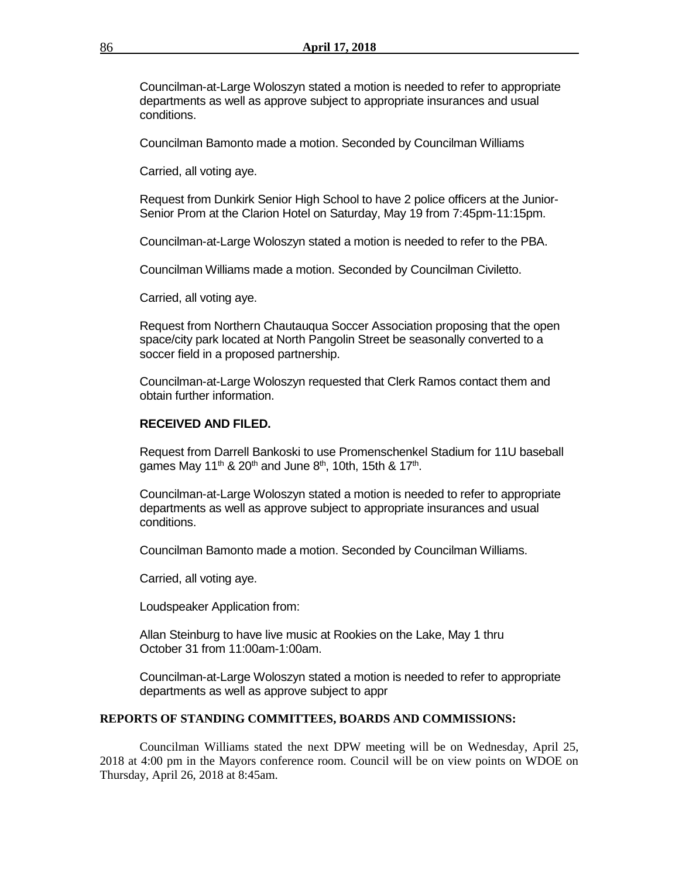Councilman-at-Large Woloszyn stated a motion is needed to refer to appropriate departments as well as approve subject to appropriate insurances and usual conditions.

Councilman Bamonto made a motion. Seconded by Councilman Williams

Carried, all voting aye.

Request from Dunkirk Senior High School to have 2 police officers at the Junior-Senior Prom at the Clarion Hotel on Saturday, May 19 from 7:45pm-11:15pm.

Councilman-at-Large Woloszyn stated a motion is needed to refer to the PBA.

Councilman Williams made a motion. Seconded by Councilman Civiletto.

Carried, all voting aye.

Request from Northern Chautauqua Soccer Association proposing that the open space/city park located at North Pangolin Street be seasonally converted to a soccer field in a proposed partnership.

Councilman-at-Large Woloszyn requested that Clerk Ramos contact them and obtain further information.

**RECEIVED AND FILED.**

Request from Darrell Bankoski to use Promenschenkel Stadium for 11U baseball games May 11th & 20th and June 8th, 10th, 15th & 17th.

Councilman-at-Large Woloszyn stated a motion is needed to refer to appropriate departments as well as approve subject to appropriate insurances and usual conditions.

Councilman Bamonto made a motion. Seconded by Councilman Williams.

Carried, all voting aye.

Loudspeaker Application from:

Allan Steinburg to have live music at Rookies on the Lake, May 1 thru October 31 from 11:00am-1:00am.

Councilman-at-Large Woloszyn stated a motion is needed to refer to appropriate departments as well as approve subject to appr

**REPORTS OF STANDING COMMITTEES, BOARDS AND COMMISSIONS:**

Councilman Williams stated the next DPW meeting will be on Wednesday, April 25, 2018 at 4:00 pm in the Mayors conference room. Council will be on view points on WDOE on Thursday, April 26, 2018 at 8:45am.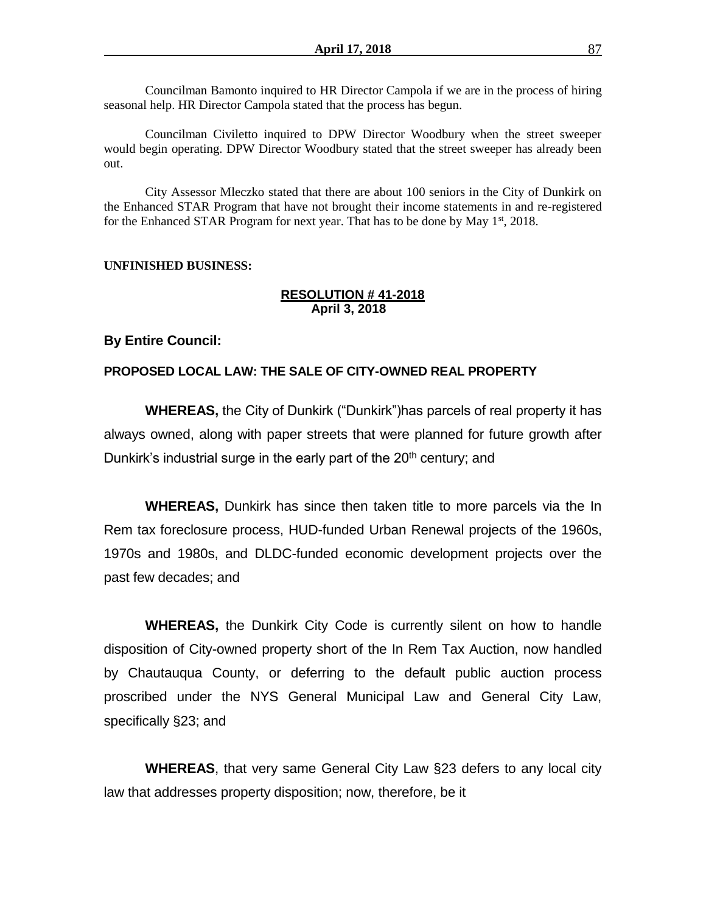Councilman Bamonto inquired to HR Director Campola if we are in the process of hiring seasonal help. HR Director Campola stated that the process has begun.

Councilman Civiletto inquired to DPW Director Woodbury when the street sweeper would begin operating. DPW Director Woodbury stated that the street sweeper has already been out.

City Assessor Mleczko stated that there are about 100 seniors in the City of Dunkirk on the Enhanced STAR Program that have not brought their income statements in and re-registered for the Enhanced STAR Program for next year. That has to be done by May 1st, 2018.

**UNFINISHED BUSINESS:**

**RESOLUTION # 41-2018**
**April 3, 2018**

**By Entire Council:**

**PROPOSED LOCAL LAW: THE SALE OF CITY-OWNED REAL PROPERTY**

**WHEREAS,** the City of Dunkirk ("Dunkirk")has parcels of real property it has always owned, along with paper streets that were planned for future growth after Dunkirk's industrial surge in the early part of the 20th century; and

**WHEREAS,** Dunkirk has since then taken title to more parcels via the In Rem tax foreclosure process, HUD-funded Urban Renewal projects of the 1960s, 1970s and 1980s, and DLDC-funded economic development projects over the past few decades; and

**WHEREAS,** the Dunkirk City Code is currently silent on how to handle disposition of City-owned property short of the In Rem Tax Auction, now handled by Chautauqua County, or deferring to the default public auction process proscribed under the NYS General Municipal Law and General City Law, specifically §23; and

**WHEREAS**, that very same General City Law §23 defers to any local city law that addresses property disposition; now, therefore, be it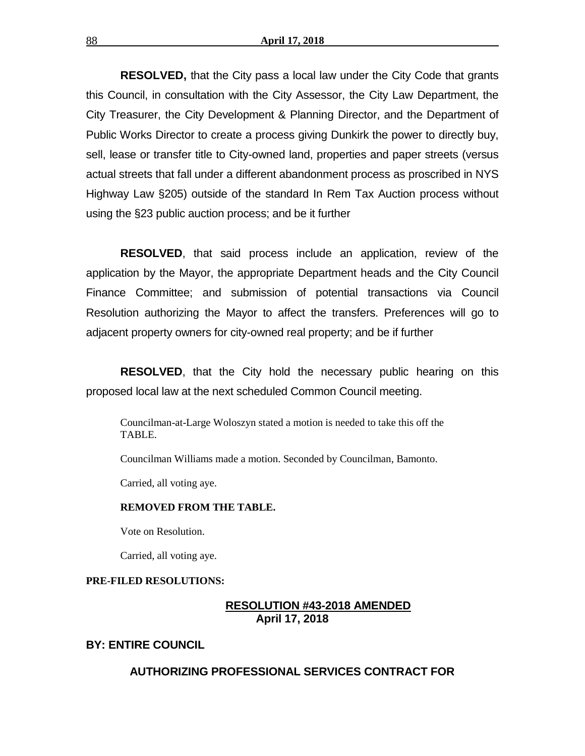**RESOLVED,** that the City pass a local law under the City Code that grants this Council, in consultation with the City Assessor, the City Law Department, the City Treasurer, the City Development & Planning Director, and the Department of Public Works Director to create a process giving Dunkirk the power to directly buy, sell, lease or transfer title to City-owned land, properties and paper streets (versus actual streets that fall under a different abandonment process as proscribed in NYS Highway Law §205) outside of the standard In Rem Tax Auction process without using the §23 public auction process; and be it further

**RESOLVED**, that said process include an application, review of the application by the Mayor, the appropriate Department heads and the City Council Finance Committee; and submission of potential transactions via Council Resolution authorizing the Mayor to affect the transfers. Preferences will go to adjacent property owners for city-owned real property; and be if further

**RESOLVED**, that the City hold the necessary public hearing on this proposed local law at the next scheduled Common Council meeting.

Councilman-at-Large Woloszyn stated a motion is needed to take this off the TABLE.

Councilman Williams made a motion. Seconded by Councilman, Bamonto.

Carried, all voting aye.

**REMOVED FROM THE TABLE.**

Vote on Resolution.

Carried, all voting aye.

**PRE-FILED RESOLUTIONS:**

**RESOLUTION #43-2018 AMENDED**
**April 17, 2018**

**BY: ENTIRE COUNCIL**

**AUTHORIZING PROFESSIONAL SERVICES CONTRACT FOR**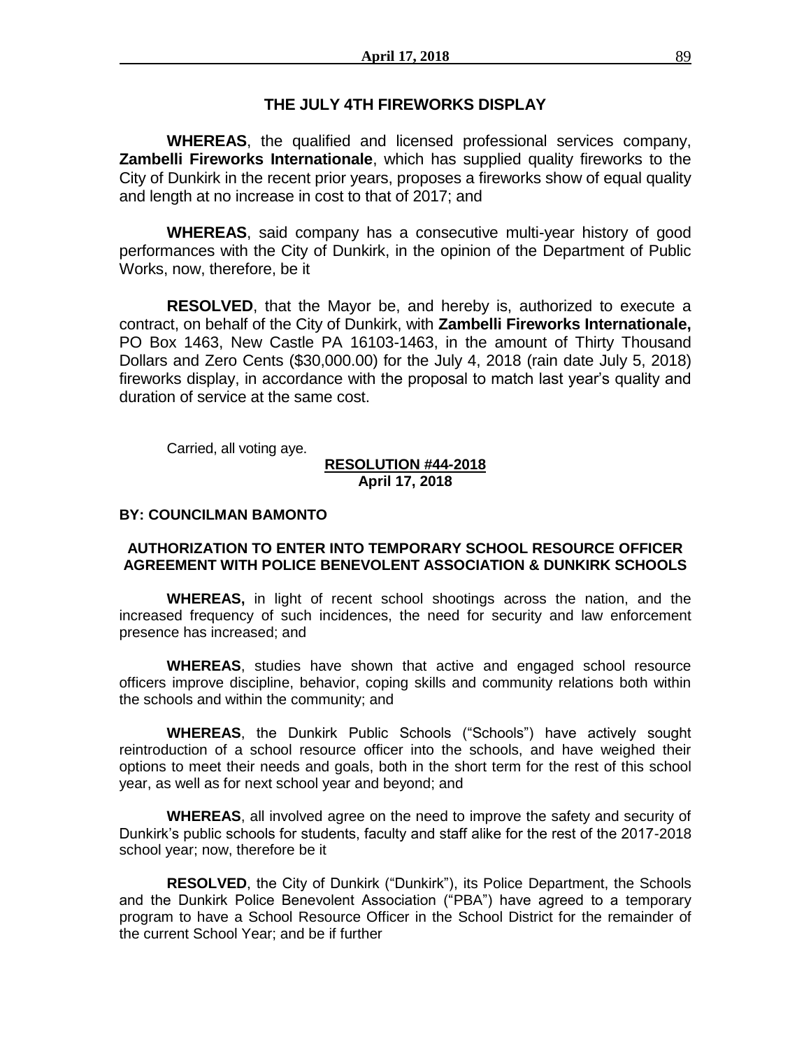## THE JULY 4TH FIREWORKS DISPLAY

**WHEREAS**, the qualified and licensed professional services company, **Zambelli Fireworks Internationale**, which has supplied quality fireworks to the City of Dunkirk in the recent prior years, proposes a fireworks show of equal quality and length at no increase in cost to that of 2017; and

**WHEREAS**, said company has a consecutive multi-year history of good performances with the City of Dunkirk, in the opinion of the Department of Public Works, now, therefore, be it

**RESOLVED**, that the Mayor be, and hereby is, authorized to execute a contract, on behalf of the City of Dunkirk, with **Zambelli Fireworks Internationale,** PO Box 1463, New Castle PA 16103-1463, in the amount of Thirty Thousand Dollars and Zero Cents ($30,000.00) for the July 4, 2018 (rain date July 5, 2018) fireworks display, in accordance with the proposal to match last year's quality and duration of service at the same cost.

Carried, all voting aye.

**RESOLUTION #44-2018**
**April 17, 2018**

**BY: COUNCILMAN BAMONTO**

## AUTHORIZATION TO ENTER INTO TEMPORARY SCHOOL RESOURCE OFFICER AGREEMENT WITH POLICE BENEVOLENT ASSOCIATION & DUNKIRK SCHOOLS

**WHEREAS,** in light of recent school shootings across the nation, and the increased frequency of such incidences, the need for security and law enforcement presence has increased; and

**WHEREAS**, studies have shown that active and engaged school resource officers improve discipline, behavior, coping skills and community relations both within the schools and within the community; and

**WHEREAS**, the Dunkirk Public Schools ("Schools") have actively sought reintroduction of a school resource officer into the schools, and have weighed their options to meet their needs and goals, both in the short term for the rest of this school year, as well as for next school year and beyond; and

**WHEREAS**, all involved agree on the need to improve the safety and security of Dunkirk's public schools for students, faculty and staff alike for the rest of the 2017-2018 school year; now, therefore be it

**RESOLVED**, the City of Dunkirk ("Dunkirk"), its Police Department, the Schools and the Dunkirk Police Benevolent Association ("PBA") have agreed to a temporary program to have a School Resource Officer in the School District for the remainder of the current School Year; and be if further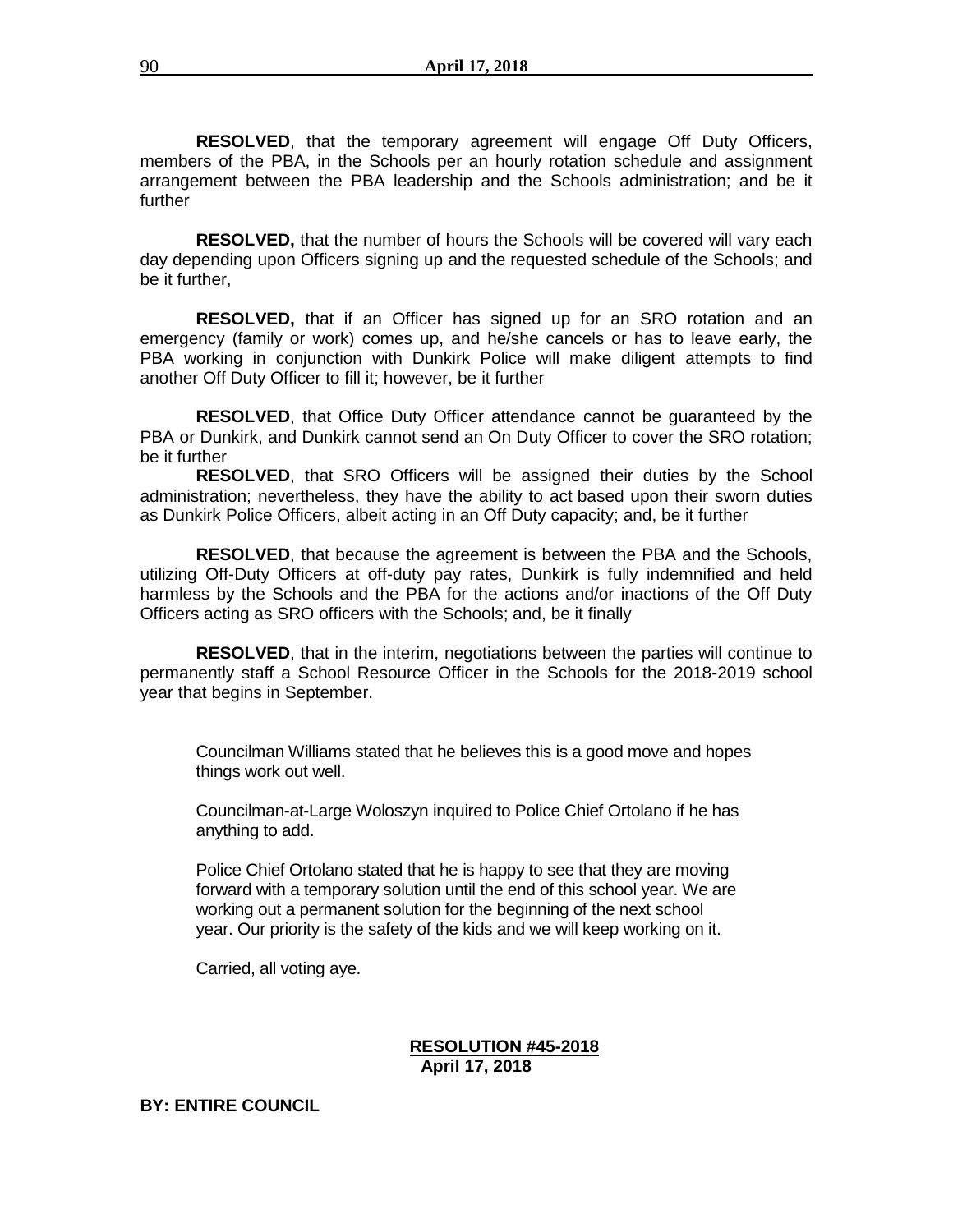**RESOLVED**, that the temporary agreement will engage Off Duty Officers, members of the PBA, in the Schools per an hourly rotation schedule and assignment arrangement between the PBA leadership and the Schools administration; and be it further

**RESOLVED,** that the number of hours the Schools will be covered will vary each day depending upon Officers signing up and the requested schedule of the Schools; and be it further,

**RESOLVED,** that if an Officer has signed up for an SRO rotation and an emergency (family or work) comes up, and he/she cancels or has to leave early, the PBA working in conjunction with Dunkirk Police will make diligent attempts to find another Off Duty Officer to fill it; however, be it further

**RESOLVED**, that Office Duty Officer attendance cannot be guaranteed by the PBA or Dunkirk, and Dunkirk cannot send an On Duty Officer to cover the SRO rotation; be it further

**RESOLVED**, that SRO Officers will be assigned their duties by the School administration; nevertheless, they have the ability to act based upon their sworn duties as Dunkirk Police Officers, albeit acting in an Off Duty capacity; and, be it further

**RESOLVED**, that because the agreement is between the PBA and the Schools, utilizing Off-Duty Officers at off-duty pay rates, Dunkirk is fully indemnified and held harmless by the Schools and the PBA for the actions and/or inactions of the Off Duty Officers acting as SRO officers with the Schools; and, be it finally

**RESOLVED**, that in the interim, negotiations between the parties will continue to permanently staff a School Resource Officer in the Schools for the 2018-2019 school year that begins in September.

Councilman Williams stated that he believes this is a good move and hopes things work out well.

Councilman-at-Large Woloszyn inquired to Police Chief Ortolano if he has anything to add.

Police Chief Ortolano stated that he is happy to see that they are moving forward with a temporary solution until the end of this school year. We are working out a permanent solution for the beginning of the next school year. Our priority is the safety of the kids and we will keep working on it.

Carried, all voting aye.

**RESOLUTION #45-2018**
**April 17, 2018**

**BY: ENTIRE COUNCIL**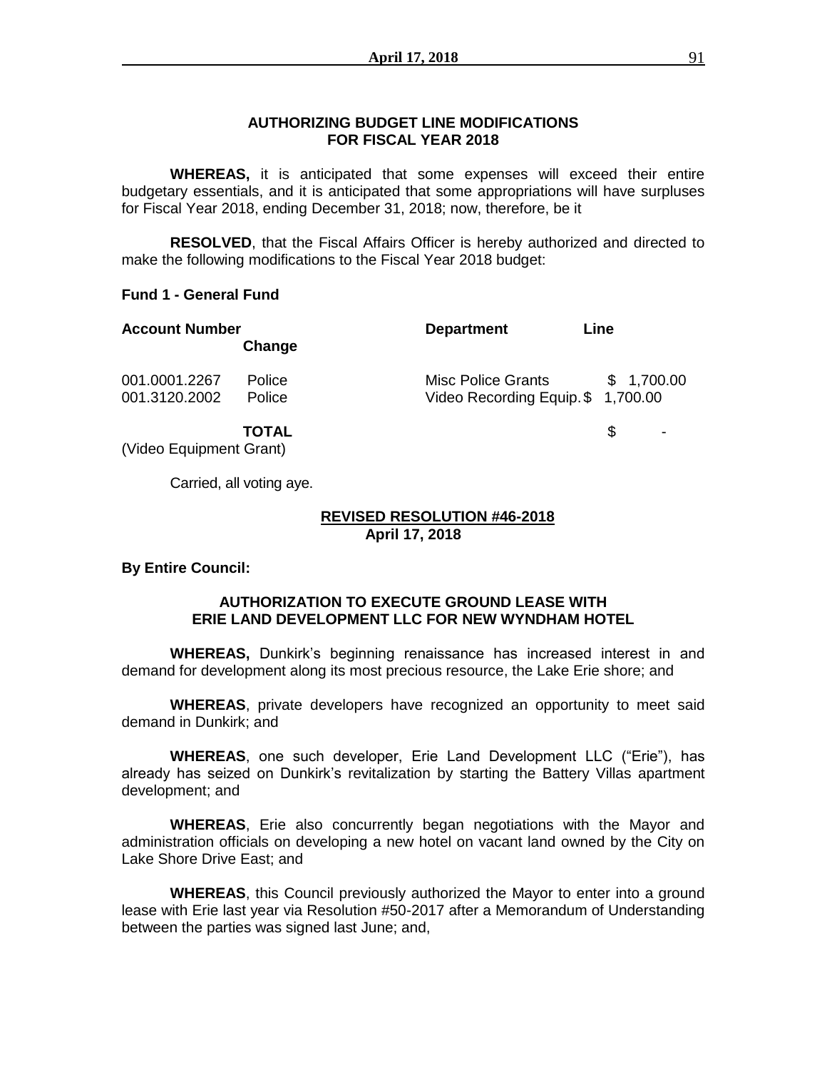**AUTHORIZING BUDGET LINE MODIFICATIONS FOR FISCAL YEAR 2018**

**WHEREAS,** it is anticipated that some expenses will exceed their entire budgetary essentials, and it is anticipated that some appropriations will have surpluses for Fiscal Year 2018, ending December 31, 2018; now, therefore, be it

**RESOLVED**, that the Fiscal Affairs Officer is hereby authorized and directed to make the following modifications to the Fiscal Year 2018 budget:

**Fund 1 - General Fund**

| **Account Number** | | **Department** | **Line Change** |
|---|---|---|---|
| 001.0001.2267 | Police | Misc Police Grants | $ 1,700.00 |
| 001.3120.2002 | Police | Video Recording Equip. | $ 1,700.00 |
| | **TOTAL** | | $ - |

(Video Equipment Grant)

Carried, all voting aye.

**REVISED RESOLUTION #46-2018**
**April 17, 2018**

**By Entire Council:**

**AUTHORIZATION TO EXECUTE GROUND LEASE WITH ERIE LAND DEVELOPMENT LLC FOR NEW WYNDHAM HOTEL**

**WHEREAS,** Dunkirk's beginning renaissance has increased interest in and demand for development along its most precious resource, the Lake Erie shore; and

**WHEREAS**, private developers have recognized an opportunity to meet said demand in Dunkirk; and

**WHEREAS**, one such developer, Erie Land Development LLC ("Erie"), has already has seized on Dunkirk's revitalization by starting the Battery Villas apartment development; and

**WHEREAS**, Erie also concurrently began negotiations with the Mayor and administration officials on developing a new hotel on vacant land owned by the City on Lake Shore Drive East; and

**WHEREAS**, this Council previously authorized the Mayor to enter into a ground lease with Erie last year via Resolution #50-2017 after a Memorandum of Understanding between the parties was signed last June; and,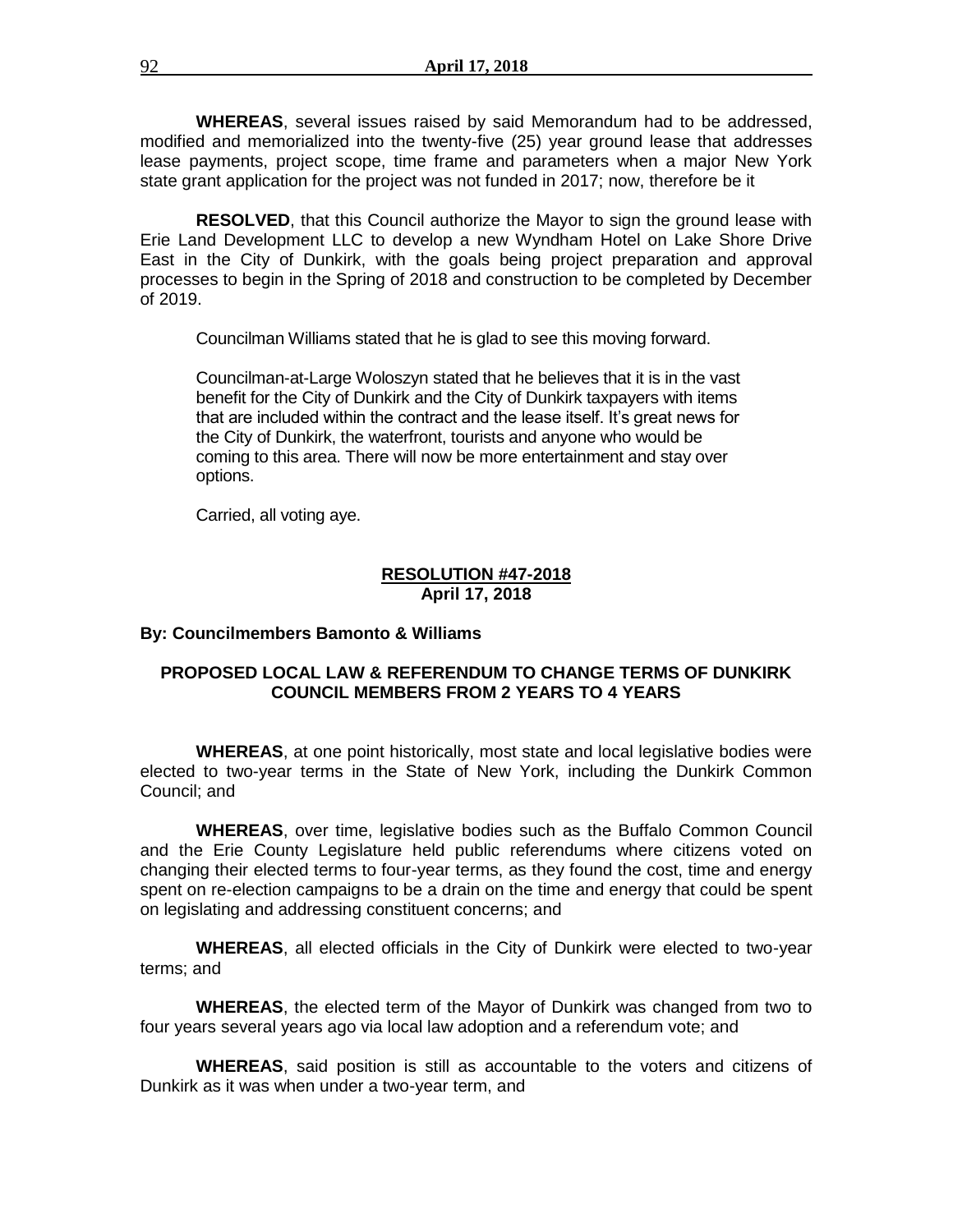**WHEREAS**, several issues raised by said Memorandum had to be addressed, modified and memorialized into the twenty-five (25) year ground lease that addresses lease payments, project scope, time frame and parameters when a major New York state grant application for the project was not funded in 2017; now, therefore be it

**RESOLVED**, that this Council authorize the Mayor to sign the ground lease with Erie Land Development LLC to develop a new Wyndham Hotel on Lake Shore Drive East in the City of Dunkirk, with the goals being project preparation and approval processes to begin in the Spring of 2018 and construction to be completed by December of 2019.

Councilman Williams stated that he is glad to see this moving forward.

Councilman-at-Large Woloszyn stated that he believes that it is in the vast benefit for the City of Dunkirk and the City of Dunkirk taxpayers with items that are included within the contract and the lease itself. It's great news for the City of Dunkirk, the waterfront, tourists and anyone who would be coming to this area. There will now be more entertainment and stay over options.

Carried, all voting aye.

**RESOLUTION #47-2018**
**April 17, 2018**

**By: Councilmembers Bamonto & Williams**

**PROPOSED LOCAL LAW & REFERENDUM TO CHANGE TERMS OF DUNKIRK COUNCIL MEMBERS FROM 2 YEARS TO 4 YEARS**

**WHEREAS**, at one point historically, most state and local legislative bodies were elected to two-year terms in the State of New York, including the Dunkirk Common Council; and

**WHEREAS**, over time, legislative bodies such as the Buffalo Common Council and the Erie County Legislature held public referendums where citizens voted on changing their elected terms to four-year terms, as they found the cost, time and energy spent on re-election campaigns to be a drain on the time and energy that could be spent on legislating and addressing constituent concerns; and

**WHEREAS**, all elected officials in the City of Dunkirk were elected to two-year terms; and

**WHEREAS**, the elected term of the Mayor of Dunkirk was changed from two to four years several years ago via local law adoption and a referendum vote; and

**WHEREAS**, said position is still as accountable to the voters and citizens of Dunkirk as it was when under a two-year term, and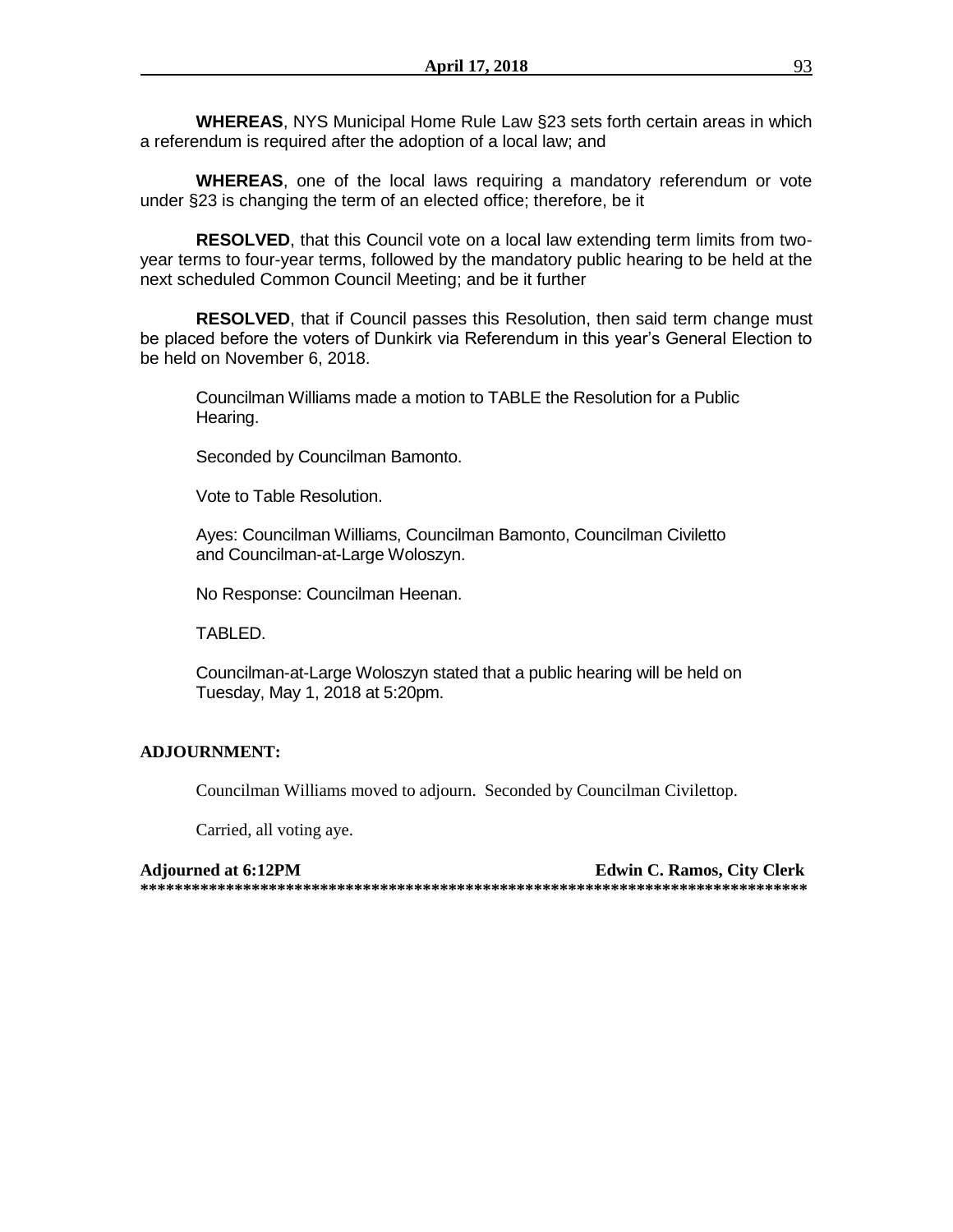**WHEREAS**, NYS Municipal Home Rule Law §23 sets forth certain areas in which a referendum is required after the adoption of a local law; and

**WHEREAS**, one of the local laws requiring a mandatory referendum or vote under §23 is changing the term of an elected office; therefore, be it

**RESOLVED**, that this Council vote on a local law extending term limits from two-year terms to four-year terms, followed by the mandatory public hearing to be held at the next scheduled Common Council Meeting; and be it further

**RESOLVED**, that if Council passes this Resolution, then said term change must be placed before the voters of Dunkirk via Referendum in this year's General Election to be held on November 6, 2018.

Councilman Williams made a motion to TABLE the Resolution for a Public Hearing.

Seconded by Councilman Bamonto.

Vote to Table Resolution.

Ayes: Councilman Williams, Councilman Bamonto, Councilman Civiletto and Councilman-at-Large Woloszyn.

No Response: Councilman Heenan.

TABLED.

Councilman-at-Large Woloszyn stated that a public hearing will be held on Tuesday, May 1, 2018 at 5:20pm.

**ADJOURNMENT:**

Councilman Williams moved to adjourn. Seconded by Councilman Civilettop.

Carried, all voting aye.

**Adjourned at 6:12PM** **Edwin C. Ramos, City Clerk**

**\*\*\*\*\*\*\*\*\*\*\*\*\*\*\*\*\*\*\*\*\*\*\*\*\*\*\*\*\*\*\*\*\*\*\*\*\*\*\*\*\*\*\*\*\*\*\*\*\*\*\*\*\*\*\*\*\*\*\*\*\*\*\*\*\*\*\*\*\*\*\*\*\*\*\*\*\*\***